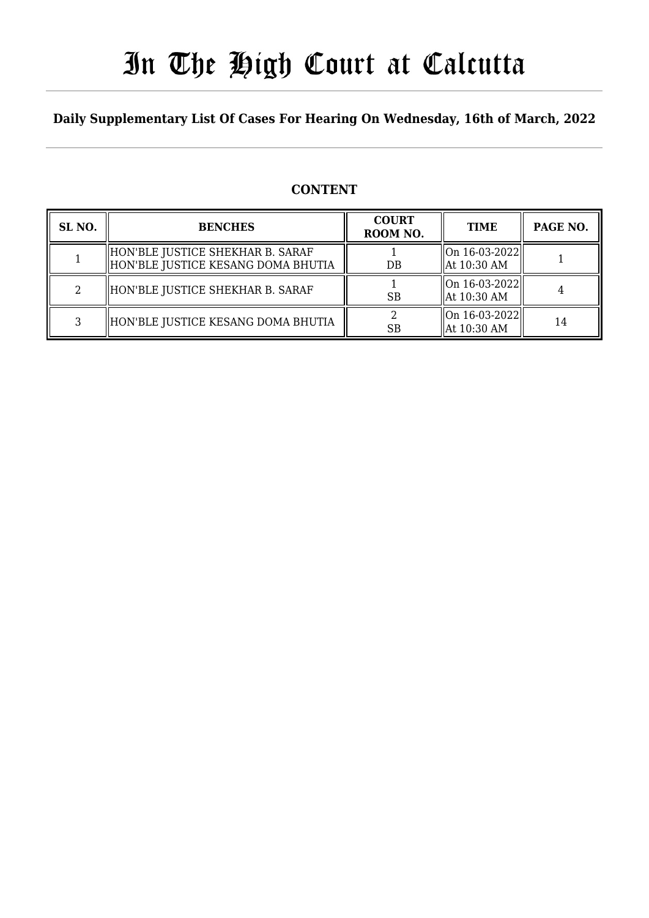# In The High Court at Calcutta

**Daily Supplementary List Of Cases For Hearing On Wednesday, 16th of March, 2022**

## CONTENT

| SL NO. | BENCHES | COURT ROOM NO. | TIME | PAGE NO. |
|---|---|---|---|---|
| 1 | HON'BLE JUSTICE SHEKHAR B. SARAF<br>HON'BLE JUSTICE KESANG DOMA BHUTIA | 1<br>DB | On 16-03-2022<br>At 10:30 AM | 1 |
| 2 | HON'BLE JUSTICE SHEKHAR B. SARAF | 1<br>SB | On 16-03-2022<br>At 10:30 AM | 4 |
| 3 | HON'BLE JUSTICE KESANG DOMA BHUTIA | 2<br>SB | On 16-03-2022<br>At 10:30 AM | 14 |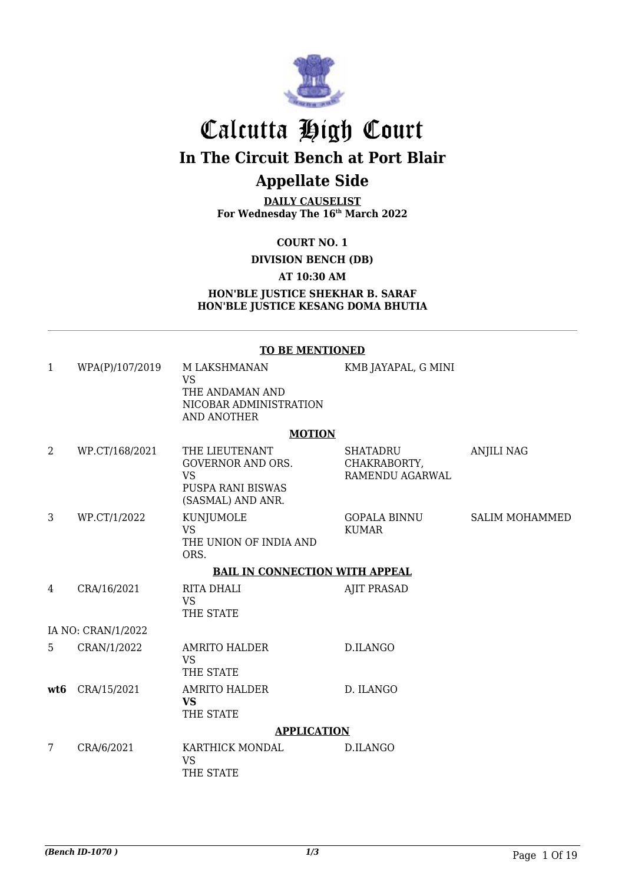# Calcutta High Court

## In The Circuit Bench at Port Blair

## Appellate Side

**DAILY CAUSELIST**
**For Wednesday The 16th March 2022**

**COURT NO. 1**

**DIVISION BENCH (DB)**

**AT 10:30 AM**

**HON'BLE JUSTICE SHEKHAR B. SARAF**
**HON'BLE JUSTICE KESANG DOMA BHUTIA**

**TO BE MENTIONED**

| | | | | |
|---|---|---|---|---|
| 1 | WPA(P)/107/2019 | M LAKSHMANAN VS THE ANDAMAN AND NICOBAR ADMINISTRATION AND ANOTHER | KMB JAYAPAL, G MINI | |

**MOTION**

| | | | | |
|---|---|---|---|---|
| 2 | WP.CT/168/2021 | THE LIEUTENANT GOVERNOR AND ORS. VS PUSPA RANI BISWAS (SASMAL) AND ANR. | SHATADRU CHAKRABORTY, RAMENDU AGARWAL | ANJILI NAG |
| 3 | WP.CT/1/2022 | KUNJUMOLE VS THE UNION OF INDIA AND ORS. | GOPALA BINNU KUMAR | SALIM MOHAMMED |

**BAIL IN CONNECTION WITH APPEAL**

| | | | | |
|---|---|---|---|---|
| 4 | CRA/16/2021 | RITA DHALI VS THE STATE | AJIT PRASAD | |
| IA NO: CRAN/1/2022 | | | | |
| 5 | CRAN/1/2022 | AMRITO HALDER VS THE STATE | D.ILANGO | |
| **wt6** | CRA/15/2021 | AMRITO HALDER **VS** THE STATE | D. ILANGO | |

**APPLICATION**

| | | | | |
|---|---|---|---|---|
| 7 | CRA/6/2021 | KARTHICK MONDAL VS THE STATE | D.ILANGO | |

*(Bench ID-1070 )* 1/3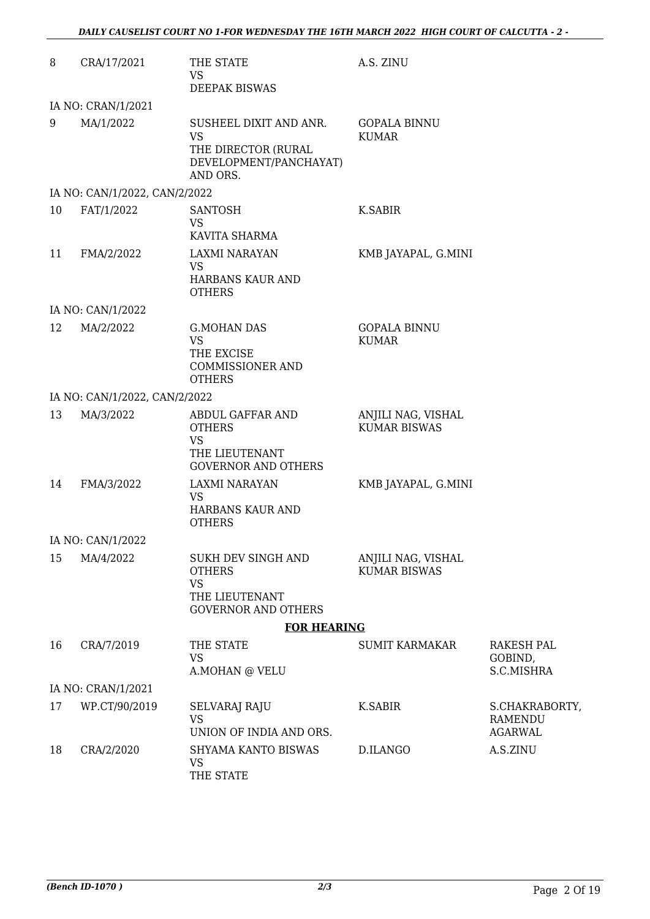| | | | | |
|---|---|---|---|---|
| 8 | CRA/17/2021 | THE STATE<br>VS<br>DEEPAK BISWAS | A.S. ZINU | |
| IA NO: CRAN/1/2021 | | | | |
| 9 | MA/1/2022 | SUSHEEL DIXIT AND ANR.<br>VS<br>THE DIRECTOR (RURAL DEVELOPMENT/PANCHAYAT) AND ORS. | GOPALA BINNU KUMAR | |
| IA NO: CAN/1/2022, CAN/2/2022 | | | | |
| 10 | FAT/1/2022 | SANTOSH<br>VS<br>KAVITA SHARMA | K.SABIR | |
| 11 | FMA/2/2022 | LAXMI NARAYAN<br>VS<br>HARBANS KAUR AND OTHERS | KMB JAYAPAL, G.MINI | |
| IA NO: CAN/1/2022 | | | | |
| 12 | MA/2/2022 | G.MOHAN DAS<br>VS<br>THE EXCISE COMMISSIONER AND OTHERS | GOPALA BINNU KUMAR | |
| IA NO: CAN/1/2022, CAN/2/2022 | | | | |
| 13 | MA/3/2022 | ABDUL GAFFAR AND OTHERS<br>VS<br>THE LIEUTENANT GOVERNOR AND OTHERS | ANJILI NAG, VISHAL KUMAR BISWAS | |
| 14 | FMA/3/2022 | LAXMI NARAYAN<br>VS<br>HARBANS KAUR AND OTHERS | KMB JAYAPAL, G.MINI | |
| IA NO: CAN/1/2022 | | | | |
| 15 | MA/4/2022 | SUKH DEV SINGH AND OTHERS<br>VS<br>THE LIEUTENANT GOVERNOR AND OTHERS | ANJILI NAG, VISHAL KUMAR BISWAS | |

**FOR HEARING**

| | | | | |
|---|---|---|---|---|
| 16 | CRA/7/2019 | THE STATE<br>VS<br>A.MOHAN @ VELU | SUMIT KARMAKAR | RAKESH PAL GOBIND, S.C.MISHRA |
| IA NO: CRAN/1/2021 | | | | |
| 17 | WP.CT/90/2019 | SELVARAJ RAJU<br>VS<br>UNION OF INDIA AND ORS. | K.SABIR | S.CHAKRABORTY, RAMENDU AGARWAL |
| 18 | CRA/2/2020 | SHYAMA KANTO BISWAS<br>VS<br>THE STATE | D.ILANGO | A.S.ZINU |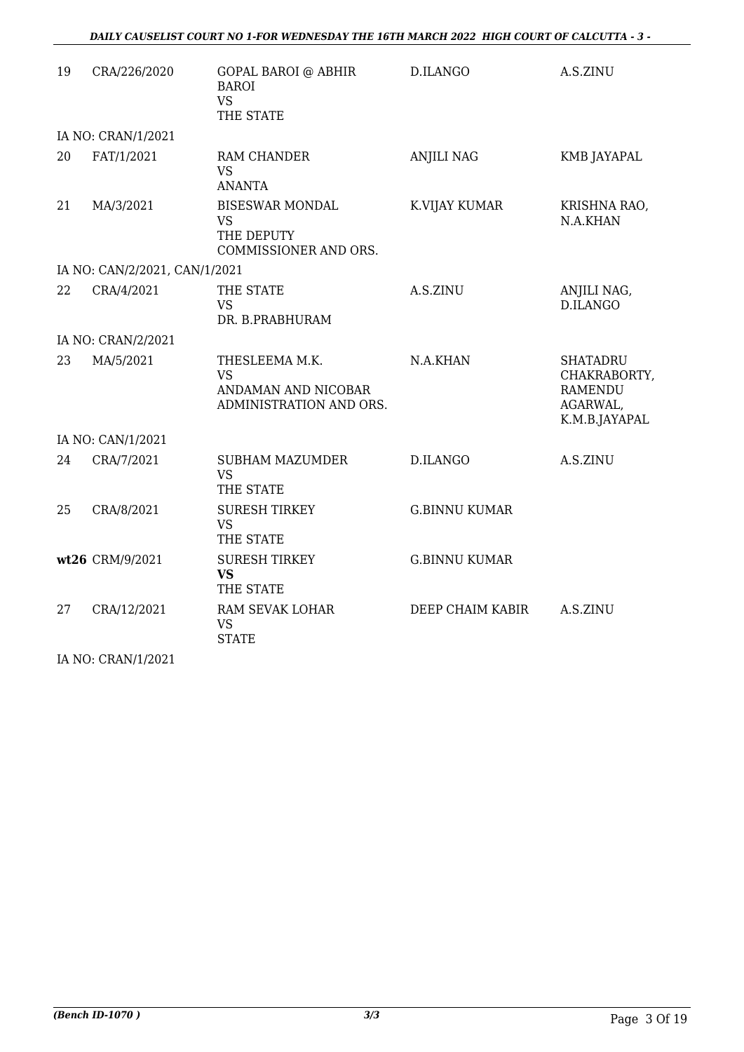| | | | | |
|---|---|---|---|---|
| 19 | CRA/226/2020 | GOPAL BAROI @ ABHIR BAROI<br>VS<br>THE STATE | D.ILANGO | A.S.ZINU |
| | IA NO: CRAN/1/2021 | | | |
| 20 | FAT/1/2021 | RAM CHANDER<br>VS<br>ANANTA | ANJILI NAG | KMB JAYAPAL |
| 21 | MA/3/2021 | BISESWAR MONDAL<br>VS<br>THE DEPUTY COMMISSIONER AND ORS. | K.VIJAY KUMAR | KRISHNA RAO, N.A.KHAN |
| | IA NO: CAN/2/2021, CAN/1/2021 | | | |
| 22 | CRA/4/2021 | THE STATE<br>VS<br>DR. B.PRABHURAM | A.S.ZINU | ANJILI NAG, D.ILANGO |
| | IA NO: CRAN/2/2021 | | | |
| 23 | MA/5/2021 | THESLEEMA M.K.<br>VS<br>ANDAMAN AND NICOBAR ADMINISTRATION AND ORS. | N.A.KHAN | SHATADRU CHAKRABORTY, RAMENDU AGARWAL, K.M.B.JAYAPAL |
| | IA NO: CAN/1/2021 | | | |
| 24 | CRA/7/2021 | SUBHAM MAZUMDER<br>VS<br>THE STATE | D.ILANGO | A.S.ZINU |
| 25 | CRA/8/2021 | SURESH TIRKEY<br>VS<br>THE STATE | G.BINNU KUMAR | |
| **wt26** | CRM/9/2021 | SURESH TIRKEY<br>**VS**<br>THE STATE | G.BINNU KUMAR | |
| 27 | CRA/12/2021 | RAM SEVAK LOHAR<br>VS<br>STATE | DEEP CHAIM KABIR | A.S.ZINU |
| | IA NO: CRAN/1/2021 | | | |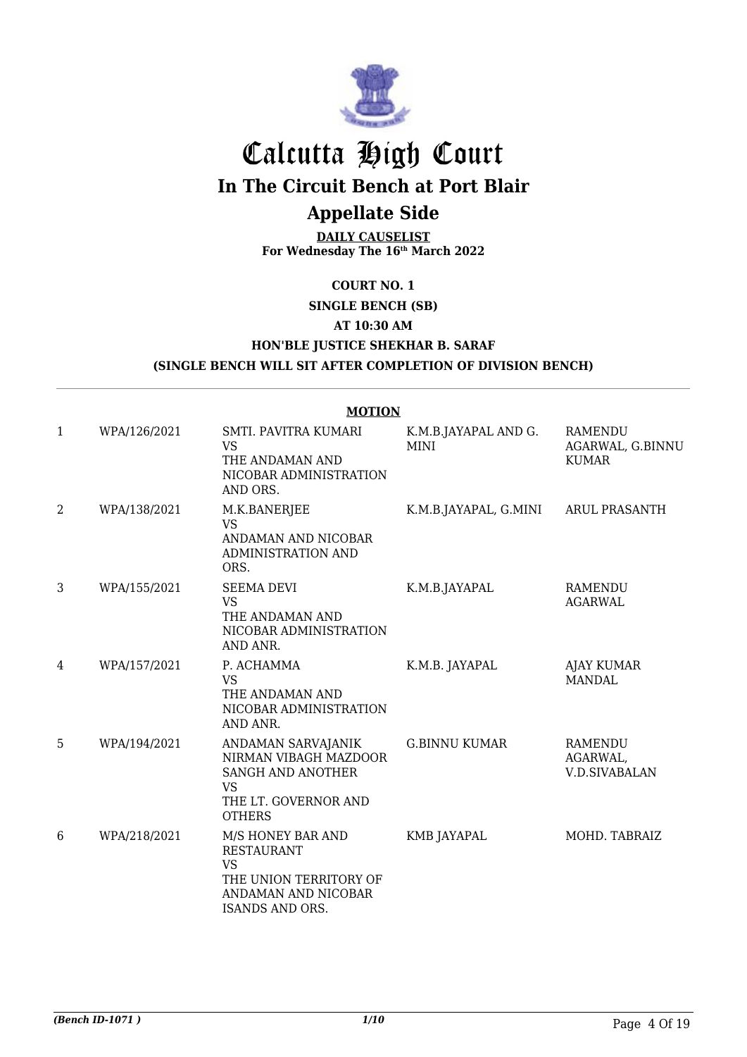# Calcutta High Court

## In The Circuit Bench at Port Blair

## Appellate Side

**DAILY CAUSELIST**
**For Wednesday The 16th March 2022**

**COURT NO. 1**

**SINGLE BENCH (SB)**

**AT 10:30 AM**

**HON'BLE JUSTICE SHEKHAR B. SARAF**

**(SINGLE BENCH WILL SIT AFTER COMPLETION OF DIVISION BENCH)**

**MOTION**

| | | | | |
|---|---|---|---|---|
| 1 | WPA/126/2021 | SMTI. PAVITRA KUMARI VS THE ANDAMAN AND NICOBAR ADMINISTRATION AND ORS. | K.M.B.JAYAPAL AND G. MINI | RAMENDU AGARWAL, G.BINNU KUMAR |
| 2 | WPA/138/2021 | M.K.BANERJEE VS ANDAMAN AND NICOBAR ADMINISTRATION AND ORS. | K.M.B.JAYAPAL, G.MINI | ARUL PRASANTH |
| 3 | WPA/155/2021 | SEEMA DEVI VS THE ANDAMAN AND NICOBAR ADMINISTRATION AND ANR. | K.M.B.JAYAPAL | RAMENDU AGARWAL |
| 4 | WPA/157/2021 | P. ACHAMMA VS THE ANDAMAN AND NICOBAR ADMINISTRATION AND ANR. | K.M.B. JAYAPAL | AJAY KUMAR MANDAL |
| 5 | WPA/194/2021 | ANDAMAN SARVAJANIK NIRMAN VIBAGH MAZDOOR SANGH AND ANOTHER VS THE LT. GOVERNOR AND OTHERS | G.BINNU KUMAR | RAMENDU AGARWAL, V.D.SIVABALAN |
| 6 | WPA/218/2021 | M/S HONEY BAR AND RESTAURANT VS THE UNION TERRITORY OF ANDAMAN AND NICOBAR ISANDS AND ORS. | KMB JAYAPAL | MOHD. TABRAIZ |

*(Bench ID-1071 )* 1/10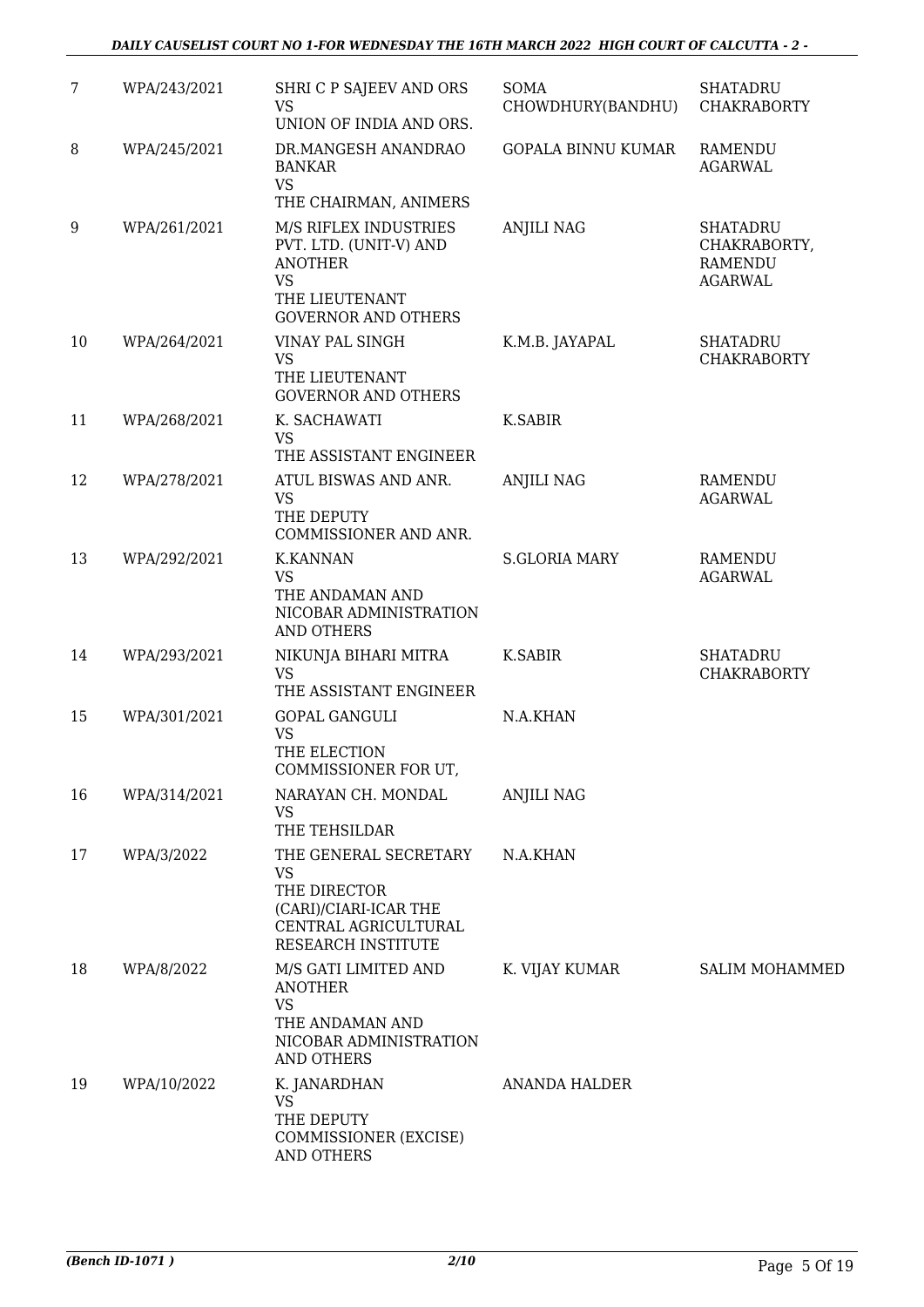| | | | | |
|---|---|---|---|---|
| 7 | WPA/243/2021 | SHRI C P SAJEEV AND ORS<br>VS<br>UNION OF INDIA AND ORS. | SOMA CHOWDHURY(BANDHU) | SHATADRU CHAKRABORTY |
| 8 | WPA/245/2021 | DR.MANGESH ANANDRAO BANKAR<br>VS<br>THE CHAIRMAN, ANIMERS | GOPALA BINNU KUMAR | RAMENDU AGARWAL |
| 9 | WPA/261/2021 | M/S RIFLEX INDUSTRIES PVT. LTD. (UNIT-V) AND ANOTHER<br>VS<br>THE LIEUTENANT GOVERNOR AND OTHERS | ANJILI NAG | SHATADRU CHAKRABORTY, RAMENDU AGARWAL |
| 10 | WPA/264/2021 | VINAY PAL SINGH<br>VS<br>THE LIEUTENANT GOVERNOR AND OTHERS | K.M.B. JAYAPAL | SHATADRU CHAKRABORTY |
| 11 | WPA/268/2021 | K. SACHAWATI<br>VS<br>THE ASSISTANT ENGINEER | K.SABIR | |
| 12 | WPA/278/2021 | ATUL BISWAS AND ANR.<br>VS<br>THE DEPUTY COMMISSIONER AND ANR. | ANJILI NAG | RAMENDU AGARWAL |
| 13 | WPA/292/2021 | K.KANNAN<br>VS<br>THE ANDAMAN AND NICOBAR ADMINISTRATION AND OTHERS | S.GLORIA MARY | RAMENDU AGARWAL |
| 14 | WPA/293/2021 | NIKUNJA BIHARI MITRA<br>VS<br>THE ASSISTANT ENGINEER | K.SABIR | SHATADRU CHAKRABORTY |
| 15 | WPA/301/2021 | GOPAL GANGULI<br>VS<br>THE ELECTION COMMISSIONER FOR UT, | N.A.KHAN | |
| 16 | WPA/314/2021 | NARAYAN CH. MONDAL<br>VS<br>THE TEHSILDAR | ANJILI NAG | |
| 17 | WPA/3/2022 | THE GENERAL SECRETARY<br>VS<br>THE DIRECTOR (CARI)/CIARI-ICAR THE CENTRAL AGRICULTURAL RESEARCH INSTITUTE | N.A.KHAN | |
| 18 | WPA/8/2022 | M/S GATI LIMITED AND ANOTHER<br>VS<br>THE ANDAMAN AND NICOBAR ADMINISTRATION AND OTHERS | K. VIJAY KUMAR | SALIM MOHAMMED |
| 19 | WPA/10/2022 | K. JANARDHAN<br>VS<br>THE DEPUTY COMMISSIONER (EXCISE) AND OTHERS | ANANDA HALDER | |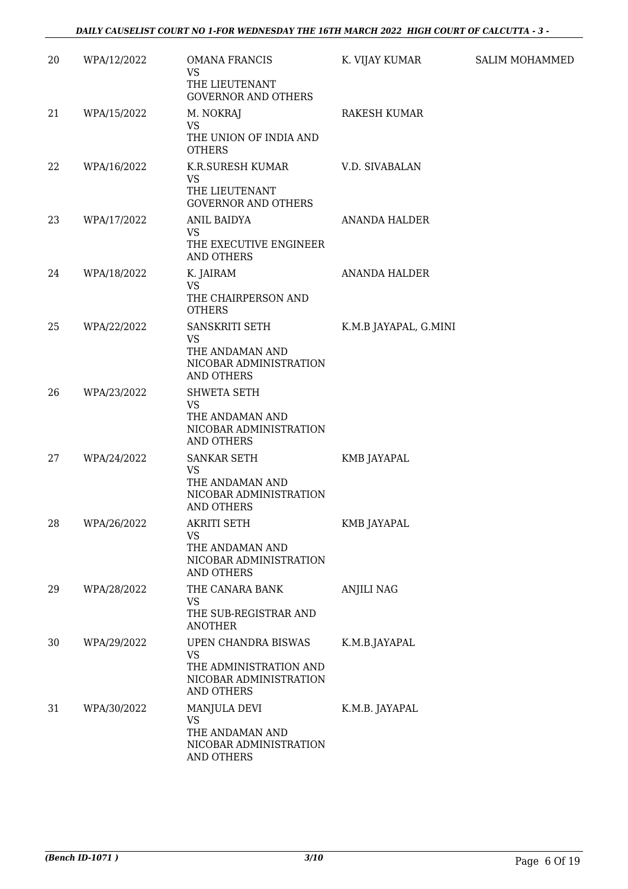| 20 | WPA/12/2022 | OMANA FRANCIS<br>VS<br>THE LIEUTENANT GOVERNOR AND OTHERS | K. VIJAY KUMAR | SALIM MOHAMMED |
|---|---|---|---|---|
| 21 | WPA/15/2022 | M. NOKRAJ<br>VS<br>THE UNION OF INDIA AND OTHERS | RAKESH KUMAR | |
| 22 | WPA/16/2022 | K.R.SURESH KUMAR<br>VS<br>THE LIEUTENANT GOVERNOR AND OTHERS | V.D. SIVABALAN | |
| 23 | WPA/17/2022 | ANIL BAIDYA<br>VS<br>THE EXECUTIVE ENGINEER AND OTHERS | ANANDA HALDER | |
| 24 | WPA/18/2022 | K. JAIRAM<br>VS<br>THE CHAIRPERSON AND OTHERS | ANANDA HALDER | |
| 25 | WPA/22/2022 | SANSKRITI SETH<br>VS<br>THE ANDAMAN AND NICOBAR ADMINISTRATION AND OTHERS | K.M.B JAYAPAL, G.MINI | |
| 26 | WPA/23/2022 | SHWETA SETH<br>VS<br>THE ANDAMAN AND NICOBAR ADMINISTRATION AND OTHERS | | |
| 27 | WPA/24/2022 | SANKAR SETH<br>VS<br>THE ANDAMAN AND NICOBAR ADMINISTRATION AND OTHERS | KMB JAYAPAL | |
| 28 | WPA/26/2022 | AKRITI SETH<br>VS<br>THE ANDAMAN AND NICOBAR ADMINISTRATION AND OTHERS | KMB JAYAPAL | |
| 29 | WPA/28/2022 | THE CANARA BANK<br>VS<br>THE SUB-REGISTRAR AND ANOTHER | ANJILI NAG | |
| 30 | WPA/29/2022 | UPEN CHANDRA BISWAS<br>VS<br>THE ADMINISTRATION AND NICOBAR ADMINISTRATION AND OTHERS | K.M.B.JAYAPAL | |
| 31 | WPA/30/2022 | MANJULA DEVI<br>VS<br>THE ANDAMAN AND NICOBAR ADMINISTRATION AND OTHERS | K.M.B. JAYAPAL | |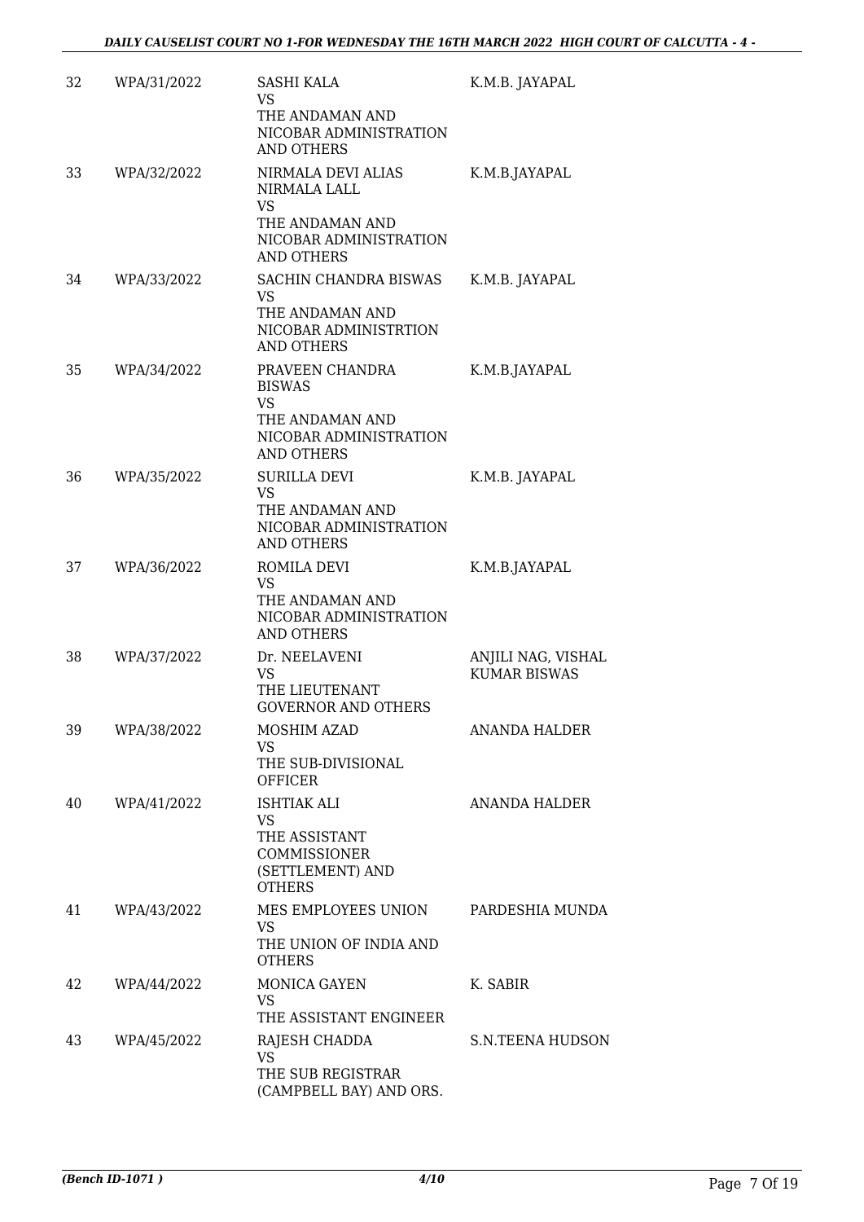| | | | |
|---|---|---|---|
| 32 | WPA/31/2022 | SASHI KALA<br>VS<br>THE ANDAMAN AND NICOBAR ADMINISTRATION AND OTHERS | K.M.B. JAYAPAL |
| 33 | WPA/32/2022 | NIRMALA DEVI ALIAS NIRMALA LALL<br>VS<br>THE ANDAMAN AND NICOBAR ADMINISTRATION AND OTHERS | K.M.B.JAYAPAL |
| 34 | WPA/33/2022 | SACHIN CHANDRA BISWAS<br>VS<br>THE ANDAMAN AND NICOBAR ADMINISTRTION AND OTHERS | K.M.B. JAYAPAL |
| 35 | WPA/34/2022 | PRAVEEN CHANDRA BISWAS<br>VS<br>THE ANDAMAN AND NICOBAR ADMINISTRATION AND OTHERS | K.M.B.JAYAPAL |
| 36 | WPA/35/2022 | SURILLA DEVI<br>VS<br>THE ANDAMAN AND NICOBAR ADMINISTRATION AND OTHERS | K.M.B. JAYAPAL |
| 37 | WPA/36/2022 | ROMILA DEVI<br>VS<br>THE ANDAMAN AND NICOBAR ADMINISTRATION AND OTHERS | K.M.B.JAYAPAL |
| 38 | WPA/37/2022 | Dr. NEELAVENI<br>VS<br>THE LIEUTENANT GOVERNOR AND OTHERS | ANJILI NAG, VISHAL KUMAR BISWAS |
| 39 | WPA/38/2022 | MOSHIM AZAD<br>VS<br>THE SUB-DIVISIONAL OFFICER | ANANDA HALDER |
| 40 | WPA/41/2022 | ISHTIAK ALI<br>VS<br>THE ASSISTANT COMMISSIONER (SETTLEMENT) AND OTHERS | ANANDA HALDER |
| 41 | WPA/43/2022 | MES EMPLOYEES UNION<br>VS<br>THE UNION OF INDIA AND OTHERS | PARDESHIA MUNDA |
| 42 | WPA/44/2022 | MONICA GAYEN<br>VS<br>THE ASSISTANT ENGINEER | K. SABIR |
| 43 | WPA/45/2022 | RAJESH CHADDA<br>VS<br>THE SUB REGISTRAR (CAMPBELL BAY) AND ORS. | S.N.TEENA HUDSON |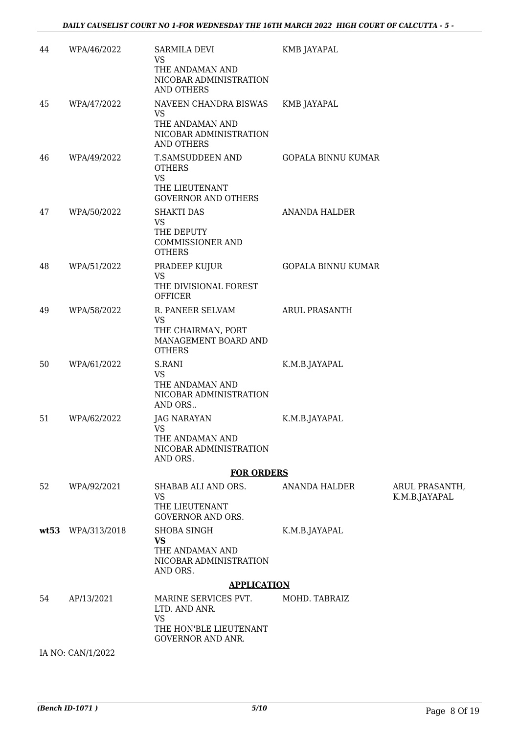| | | | | |
|---|---|---|---|---|
| 44 | WPA/46/2022 | SARMILA DEVI<br>VS<br>THE ANDAMAN AND NICOBAR ADMINISTRATION AND OTHERS | KMB JAYAPAL | |
| 45 | WPA/47/2022 | NAVEEN CHANDRA BISWAS<br>VS<br>THE ANDAMAN AND NICOBAR ADMINISTRATION AND OTHERS | KMB JAYAPAL | |
| 46 | WPA/49/2022 | T.SAMSUDDEEN AND OTHERS<br>VS<br>THE LIEUTENANT GOVERNOR AND OTHERS | GOPALA BINNU KUMAR | |
| 47 | WPA/50/2022 | SHAKTI DAS<br>VS<br>THE DEPUTY COMMISSIONER AND OTHERS | ANANDA HALDER | |
| 48 | WPA/51/2022 | PRADEEP KUJUR<br>VS<br>THE DIVISIONAL FOREST OFFICER | GOPALA BINNU KUMAR | |
| 49 | WPA/58/2022 | R. PANEER SELVAM<br>VS<br>THE CHAIRMAN, PORT MANAGEMENT BOARD AND OTHERS | ARUL PRASANTH | |
| 50 | WPA/61/2022 | S.RANI<br>VS<br>THE ANDAMAN AND NICOBAR ADMINISTRATION AND ORS.. | K.M.B.JAYAPAL | |
| 51 | WPA/62/2022 | JAG NARAYAN<br>VS<br>THE ANDAMAN AND NICOBAR ADMINISTRATION AND ORS. | K.M.B.JAYAPAL | |

**FOR ORDERS**

| | | | | |
|---|---|---|---|---|
| 52 | WPA/92/2021 | SHABAB ALI AND ORS.<br>VS<br>THE LIEUTENANT GOVERNOR AND ORS. | ANANDA HALDER | ARUL PRASANTH, K.M.B.JAYAPAL |
| **wt53** | WPA/313/2018 | SHOBA SINGH<br>**VS**<br>THE ANDAMAN AND NICOBAR ADMINISTRATION AND ORS. | K.M.B.JAYAPAL | |

**APPLICATION**

| | | | | |
|---|---|---|---|---|
| 54 | AP/13/2021 | MARINE SERVICES PVT. LTD. AND ANR.<br>VS<br>THE HON'BLE LIEUTENANT GOVERNOR AND ANR. | MOHD. TABRAIZ | |

IA NO: CAN/1/2022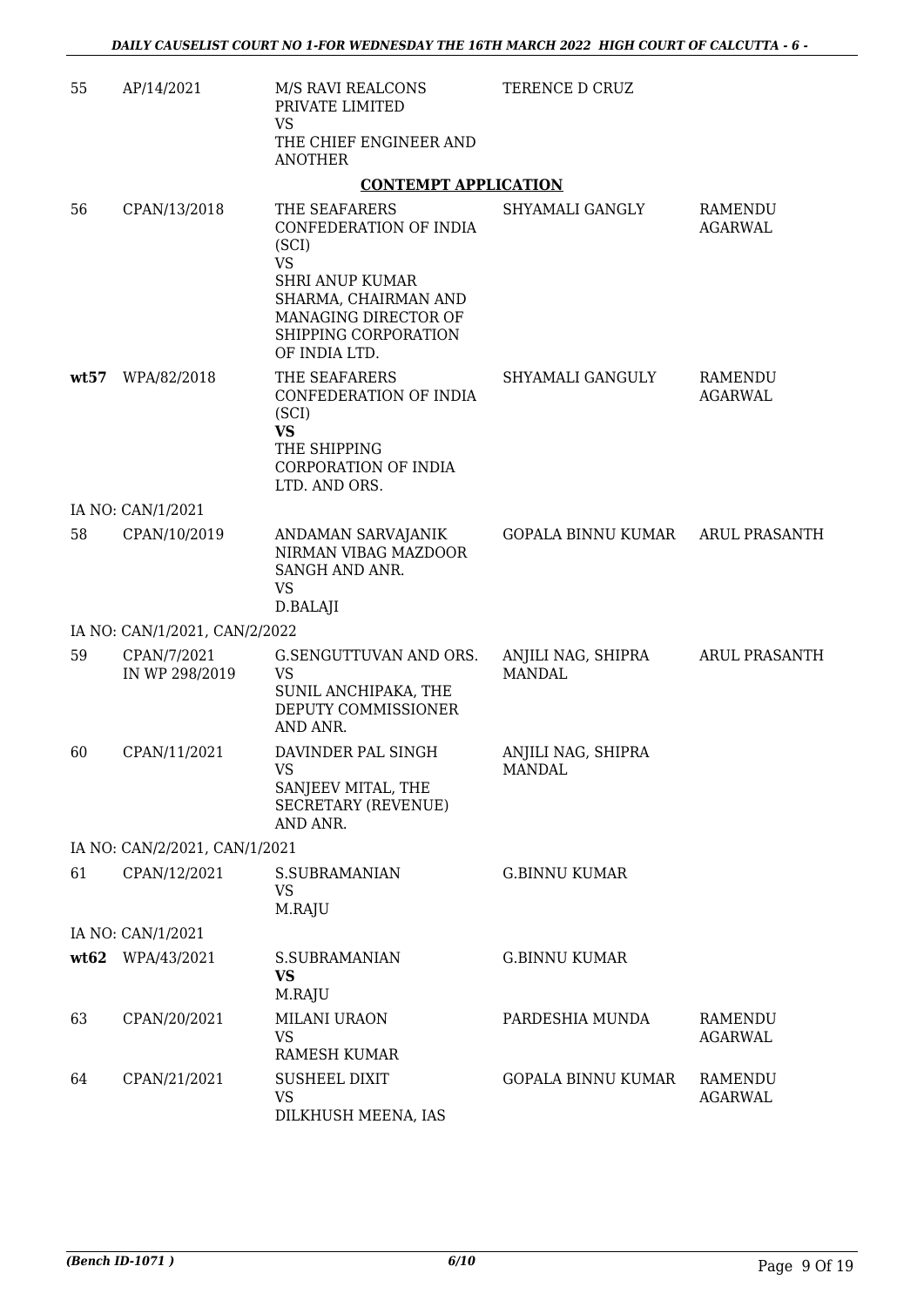| | | | | |
|---|---|---|---|---|
| 55 | AP/14/2021 | M/S RAVI REALCONS PRIVATE LIMITED VS THE CHIEF ENGINEER AND ANOTHER | TERENCE D CRUZ | |

**CONTEMPT APPLICATION**

| | | | | |
|---|---|---|---|---|
| 56 | CPAN/13/2018 | THE SEAFARERS CONFEDERATION OF INDIA (SCI) VS SHRI ANUP KUMAR SHARMA, CHAIRMAN AND MANAGING DIRECTOR OF SHIPPING CORPORATION OF INDIA LTD. | SHYAMALI GANGLY | RAMENDU AGARWAL |
| **wt57** | WPA/82/2018 | THE SEAFARERS CONFEDERATION OF INDIA (SCI) **VS** THE SHIPPING CORPORATION OF INDIA LTD. AND ORS. | SHYAMALI GANGULY | RAMENDU AGARWAL |
| | IA NO: CAN/1/2021 | | | |
| 58 | CPAN/10/2019 | ANDAMAN SARVAJANIK NIRMAN VIBAG MAZDOOR SANGH AND ANR. VS D.BALAJI | GOPALA BINNU KUMAR | ARUL PRASANTH |
| | IA NO: CAN/1/2021, CAN/2/2022 | | | |
| 59 | CPAN/7/2021 IN WP 298/2019 | G.SENGUTTUVAN AND ORS. VS SUNIL ANCHIPAKA, THE DEPUTY COMMISSIONER AND ANR. | ANJILI NAG, SHIPRA MANDAL | ARUL PRASANTH |
| 60 | CPAN/11/2021 | DAVINDER PAL SINGH VS SANJEEV MITAL, THE SECRETARY (REVENUE) AND ANR. | ANJILI NAG, SHIPRA MANDAL | |
| | IA NO: CAN/2/2021, CAN/1/2021 | | | |
| 61 | CPAN/12/2021 | S.SUBRAMANIAN VS M.RAJU | G.BINNU KUMAR | |
| | IA NO: CAN/1/2021 | | | |
| **wt62** | WPA/43/2021 | S.SUBRAMANIAN **VS** M.RAJU | G.BINNU KUMAR | |
| 63 | CPAN/20/2021 | MILANI URAON VS RAMESH KUMAR | PARDESHIA MUNDA | RAMENDU AGARWAL |
| 64 | CPAN/21/2021 | SUSHEEL DIXIT VS DILKHUSH MEENA, IAS | GOPALA BINNU KUMAR | RAMENDU AGARWAL |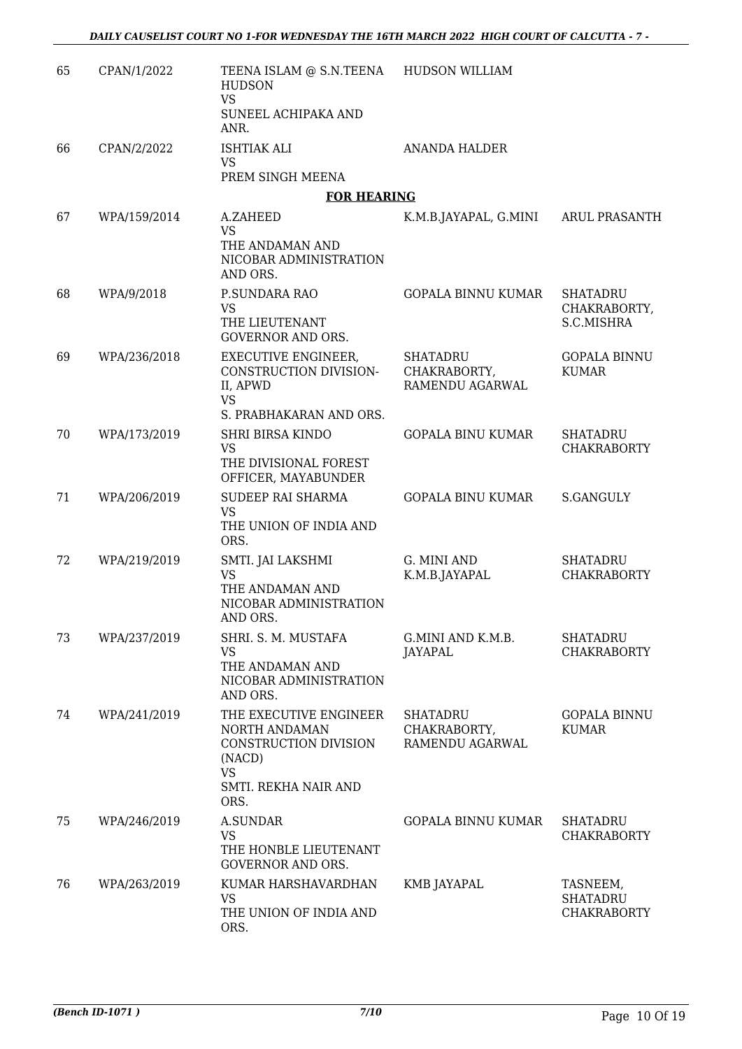| 65 | CPAN/1/2022 | TEENA ISLAM @ S.N.TEENA HUDSON<br>VS<br>SUNEEL ACHIPAKA AND ANR. | HUDSON WILLIAM | |
|---|---|---|---|---|
| 66 | CPAN/2/2022 | ISHTIAK ALI<br>VS<br>PREM SINGH MEENA | ANANDA HALDER | |

**FOR HEARING**

| 67 | WPA/159/2014 | A.ZAHEED<br>VS<br>THE ANDAMAN AND NICOBAR ADMINISTRATION AND ORS. | K.M.B.JAYAPAL, G.MINI | ARUL PRASANTH |
|---|---|---|---|---|
| 68 | WPA/9/2018 | P.SUNDARA RAO<br>VS<br>THE LIEUTENANT GOVERNOR AND ORS. | GOPALA BINNU KUMAR | SHATADRU CHAKRABORTY, S.C.MISHRA |
| 69 | WPA/236/2018 | EXECUTIVE ENGINEER, CONSTRUCTION DIVISION-II, APWD<br>VS<br>S. PRABHAKARAN AND ORS. | SHATADRU CHAKRABORTY, RAMENDU AGARWAL | GOPALA BINNU KUMAR |
| 70 | WPA/173/2019 | SHRI BIRSA KINDO<br>VS<br>THE DIVISIONAL FOREST OFFICER, MAYABUNDER | GOPALA BINU KUMAR | SHATADRU CHAKRABORTY |
| 71 | WPA/206/2019 | SUDEEP RAI SHARMA<br>VS<br>THE UNION OF INDIA AND ORS. | GOPALA BINU KUMAR | S.GANGULY |
| 72 | WPA/219/2019 | SMTI. JAI LAKSHMI<br>VS<br>THE ANDAMAN AND NICOBAR ADMINISTRATION AND ORS. | G. MINI AND K.M.B.JAYAPAL | SHATADRU CHAKRABORTY |
| 73 | WPA/237/2019 | SHRI. S. M. MUSTAFA<br>VS<br>THE ANDAMAN AND NICOBAR ADMINISTRATION AND ORS. | G.MINI AND K.M.B. JAYAPAL | SHATADRU CHAKRABORTY |
| 74 | WPA/241/2019 | THE EXECUTIVE ENGINEER NORTH ANDAMAN CONSTRUCTION DIVISION (NACD)<br>VS<br>SMTI. REKHA NAIR AND ORS. | SHATADRU CHAKRABORTY, RAMENDU AGARWAL | GOPALA BINNU KUMAR |
| 75 | WPA/246/2019 | A.SUNDAR<br>VS<br>THE HONBLE LIEUTENANT GOVERNOR AND ORS. | GOPALA BINNU KUMAR | SHATADRU CHAKRABORTY |
| 76 | WPA/263/2019 | KUMAR HARSHAVARDHAN<br>VS<br>THE UNION OF INDIA AND ORS. | KMB JAYAPAL | TASNEEM, SHATADRU CHAKRABORTY |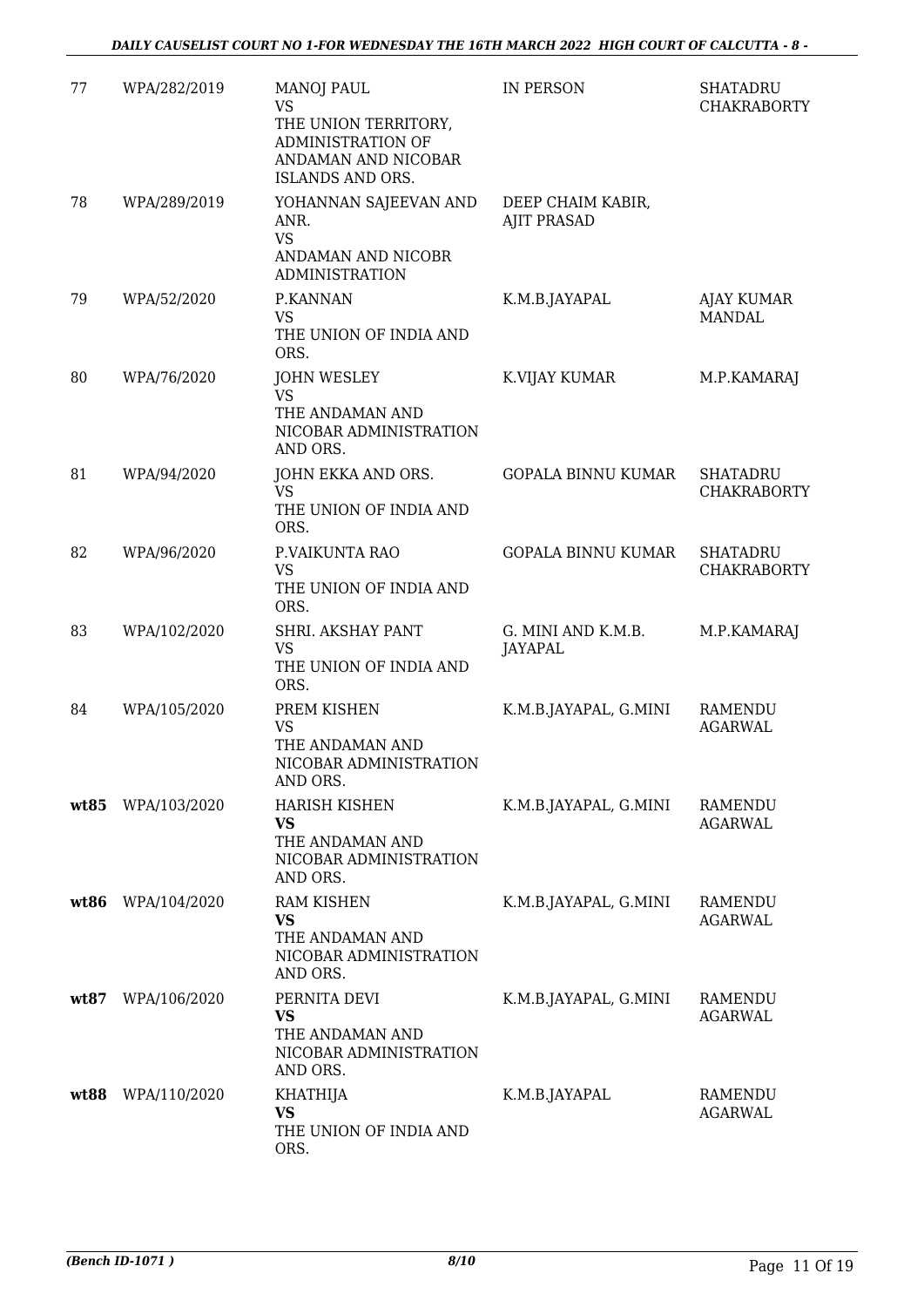| 77 | WPA/282/2019 | MANOJ PAUL<br>VS<br>THE UNION TERRITORY, ADMINISTRATION OF ANDAMAN AND NICOBAR ISLANDS AND ORS. | IN PERSON | SHATADRU CHAKRABORTY |
|---|---|---|---|---|
| 78 | WPA/289/2019 | YOHANNAN SAJEEVAN AND ANR.<br>VS<br>ANDAMAN AND NICOBR ADMINISTRATION | DEEP CHAIM KABIR, AJIT PRASAD | |
| 79 | WPA/52/2020 | P.KANNAN<br>VS<br>THE UNION OF INDIA AND ORS. | K.M.B.JAYAPAL | AJAY KUMAR MANDAL |
| 80 | WPA/76/2020 | JOHN WESLEY<br>VS<br>THE ANDAMAN AND NICOBAR ADMINISTRATION AND ORS. | K.VIJAY KUMAR | M.P.KAMARAJ |
| 81 | WPA/94/2020 | JOHN EKKA AND ORS.<br>VS<br>THE UNION OF INDIA AND ORS. | GOPALA BINNU KUMAR | SHATADRU CHAKRABORTY |
| 82 | WPA/96/2020 | P.VAIKUNTA RAO<br>VS<br>THE UNION OF INDIA AND ORS. | GOPALA BINNU KUMAR | SHATADRU CHAKRABORTY |
| 83 | WPA/102/2020 | SHRI. AKSHAY PANT<br>VS<br>THE UNION OF INDIA AND ORS. | G. MINI AND K.M.B. JAYAPAL | M.P.KAMARAJ |
| 84 | WPA/105/2020 | PREM KISHEN<br>VS<br>THE ANDAMAN AND NICOBAR ADMINISTRATION AND ORS. | K.M.B.JAYAPAL, G.MINI | RAMENDU AGARWAL |
| **wt85** | WPA/103/2020 | HARISH KISHEN<br>**VS**<br>THE ANDAMAN AND NICOBAR ADMINISTRATION AND ORS. | K.M.B.JAYAPAL, G.MINI | RAMENDU AGARWAL |
| **wt86** | WPA/104/2020 | RAM KISHEN<br>**VS**<br>THE ANDAMAN AND NICOBAR ADMINISTRATION AND ORS. | K.M.B.JAYAPAL, G.MINI | RAMENDU AGARWAL |
| **wt87** | WPA/106/2020 | PERNITA DEVI<br>**VS**<br>THE ANDAMAN AND NICOBAR ADMINISTRATION AND ORS. | K.M.B.JAYAPAL, G.MINI | RAMENDU AGARWAL |
| **wt88** | WPA/110/2020 | KHATHIJA<br>**VS**<br>THE UNION OF INDIA AND ORS. | K.M.B.JAYAPAL | RAMENDU AGARWAL |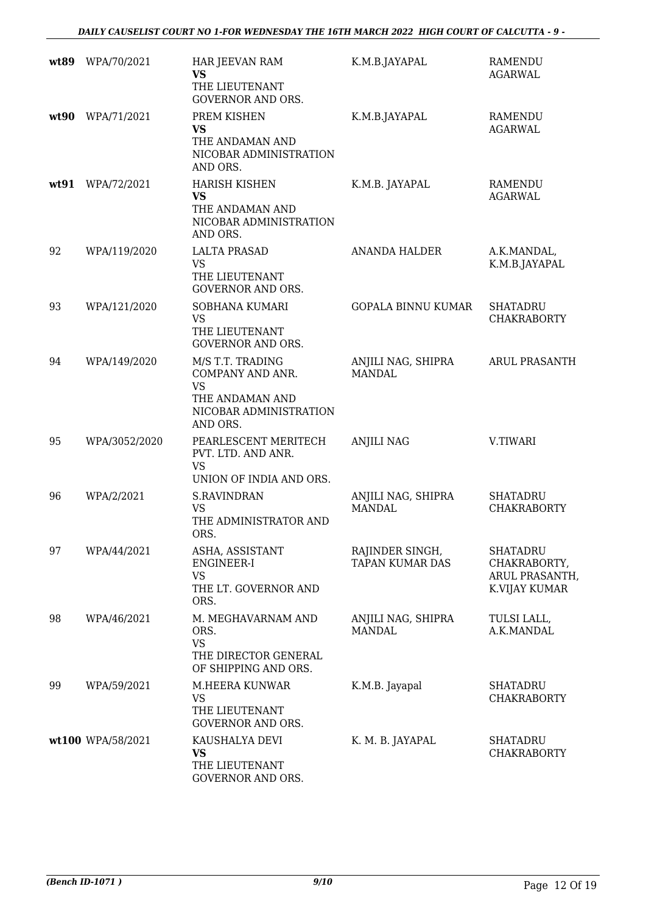| | | | | |
|---|---|---|---|---|
| **wt89** | WPA/70/2021 | HAR JEEVAN RAM<br>**VS**<br>THE LIEUTENANT GOVERNOR AND ORS. | K.M.B.JAYAPAL | RAMENDU AGARWAL |
| **wt90** | WPA/71/2021 | PREM KISHEN<br>**VS**<br>THE ANDAMAN AND NICOBAR ADMINISTRATION AND ORS. | K.M.B.JAYAPAL | RAMENDU AGARWAL |
| **wt91** | WPA/72/2021 | HARISH KISHEN<br>**VS**<br>THE ANDAMAN AND NICOBAR ADMINISTRATION AND ORS. | K.M.B. JAYAPAL | RAMENDU AGARWAL |
| 92 | WPA/119/2020 | LALTA PRASAD<br>VS<br>THE LIEUTENANT GOVERNOR AND ORS. | ANANDA HALDER | A.K.MANDAL, K.M.B.JAYAPAL |
| 93 | WPA/121/2020 | SOBHANA KUMARI<br>VS<br>THE LIEUTENANT GOVERNOR AND ORS. | GOPALA BINNU KUMAR | SHATADRU CHAKRABORTY |
| 94 | WPA/149/2020 | M/S T.T. TRADING COMPANY AND ANR.<br>VS<br>THE ANDAMAN AND NICOBAR ADMINISTRATION AND ORS. | ANJILI NAG, SHIPRA MANDAL | ARUL PRASANTH |
| 95 | WPA/3052/2020 | PEARLESCENT MERITECH PVT. LTD. AND ANR.<br>VS<br>UNION OF INDIA AND ORS. | ANJILI NAG | V.TIWARI |
| 96 | WPA/2/2021 | S.RAVINDRAN<br>VS<br>THE ADMINISTRATOR AND ORS. | ANJILI NAG, SHIPRA MANDAL | SHATADRU CHAKRABORTY |
| 97 | WPA/44/2021 | ASHA, ASSISTANT ENGINEER-I<br>VS<br>THE LT. GOVERNOR AND ORS. | RAJINDER SINGH, TAPAN KUMAR DAS | SHATADRU CHAKRABORTY, ARUL PRASANTH, K.VIJAY KUMAR |
| 98 | WPA/46/2021 | M. MEGHAVARNAM AND ORS.<br>VS<br>THE DIRECTOR GENERAL OF SHIPPING AND ORS. | ANJILI NAG, SHIPRA MANDAL | TULSI LALL, A.K.MANDAL |
| 99 | WPA/59/2021 | M.HEERA KUNWAR<br>VS<br>THE LIEUTENANT GOVERNOR AND ORS. | K.M.B. Jayapal | SHATADRU CHAKRABORTY |
| **wt100** | WPA/58/2021 | KAUSHALYA DEVI<br>**VS**<br>THE LIEUTENANT GOVERNOR AND ORS. | K. M. B. JAYAPAL | SHATADRU CHAKRABORTY |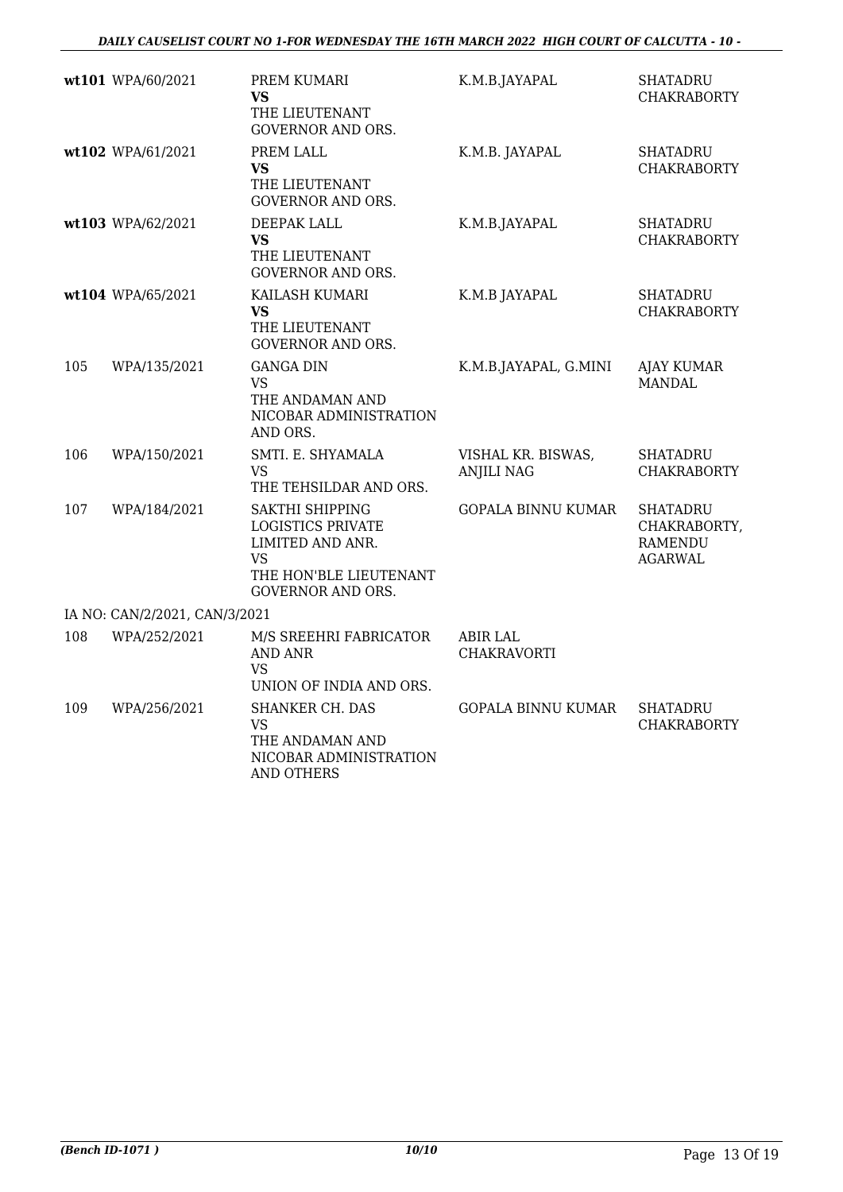| | | | | |
|---|---|---|---|---|
| **wt101** | WPA/60/2021 | PREM KUMARI **VS** THE LIEUTENANT GOVERNOR AND ORS. | K.M.B.JAYAPAL | SHATADRU CHAKRABORTY |
| **wt102** | WPA/61/2021 | PREM LALL **VS** THE LIEUTENANT GOVERNOR AND ORS. | K.M.B. JAYAPAL | SHATADRU CHAKRABORTY |
| **wt103** | WPA/62/2021 | DEEPAK LALL **VS** THE LIEUTENANT GOVERNOR AND ORS. | K.M.B.JAYAPAL | SHATADRU CHAKRABORTY |
| **wt104** | WPA/65/2021 | KAILASH KUMARI **VS** THE LIEUTENANT GOVERNOR AND ORS. | K.M.B JAYAPAL | SHATADRU CHAKRABORTY |
| 105 | WPA/135/2021 | GANGA DIN VS THE ANDAMAN AND NICOBAR ADMINISTRATION AND ORS. | K.M.B.JAYAPAL, G.MINI | AJAY KUMAR MANDAL |
| 106 | WPA/150/2021 | SMTI. E. SHYAMALA VS THE TEHSILDAR AND ORS. | VISHAL KR. BISWAS, ANJILI NAG | SHATADRU CHAKRABORTY |
| 107 | WPA/184/2021 | SAKTHI SHIPPING LOGISTICS PRIVATE LIMITED AND ANR. VS THE HON'BLE LIEUTENANT GOVERNOR AND ORS. | GOPALA BINNU KUMAR | SHATADRU CHAKRABORTY, RAMENDU AGARWAL |
| IA NO: CAN/2/2021, CAN/3/2021 | | | | |
| 108 | WPA/252/2021 | M/S SREEHRI FABRICATOR AND ANR VS UNION OF INDIA AND ORS. | ABIR LAL CHAKRAVORTI | |
| 109 | WPA/256/2021 | SHANKER CH. DAS VS THE ANDAMAN AND NICOBAR ADMINISTRATION AND OTHERS | GOPALA BINNU KUMAR | SHATADRU CHAKRABORTY |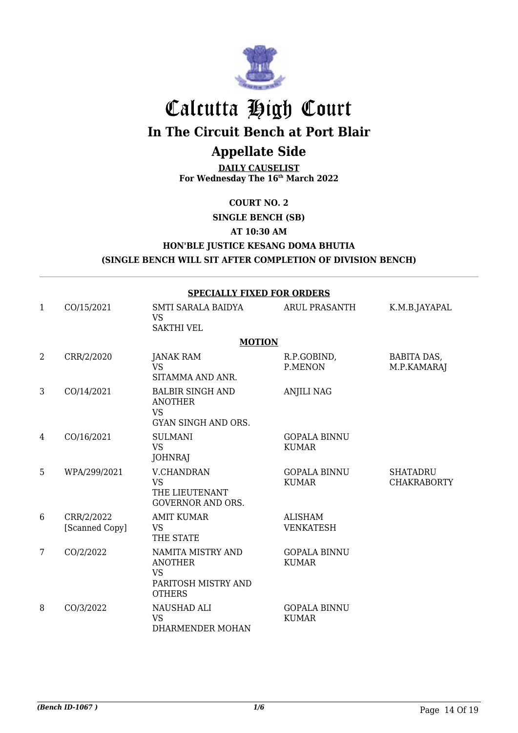# Calcutta High Court

## In The Circuit Bench at Port Blair

## Appellate Side

**DAILY CAUSELIST**
**For Wednesday The 16th March 2022**

**COURT NO. 2**

**SINGLE BENCH (SB)**

**AT 10:30 AM**

**HON'BLE JUSTICE KESANG DOMA BHUTIA**

**(SINGLE BENCH WILL SIT AFTER COMPLETION OF DIVISION BENCH)**

**SPECIALLY FIXED FOR ORDERS**

| | | | | |
|---|---|---|---|---|
| 1 | CO/15/2021 | SMTI SARALA BAIDYA VS SAKTHI VEL | ARUL PRASANTH | K.M.B.JAYAPAL |

**MOTION**

| | | | | |
|---|---|---|---|---|
| 2 | CRR/2/2020 | JANAK RAM VS SITAMMA AND ANR. | R.P.GOBIND, P.MENON | BABITA DAS, M.P.KAMARAJ |
| 3 | CO/14/2021 | BALBIR SINGH AND ANOTHER VS GYAN SINGH AND ORS. | ANJILI NAG | |
| 4 | CO/16/2021 | SULMANI VS JOHNRAJ | GOPALA BINNU KUMAR | |
| 5 | WPA/299/2021 | V.CHANDRAN VS THE LIEUTENANT GOVERNOR AND ORS. | GOPALA BINNU KUMAR | SHATADRU CHAKRABORTY |
| 6 | CRR/2/2022 [Scanned Copy] | AMIT KUMAR VS THE STATE | ALISHAM VENKATESH | |
| 7 | CO/2/2022 | NAMITA MISTRY AND ANOTHER VS PARITOSH MISTRY AND OTHERS | GOPALA BINNU KUMAR | |
| 8 | CO/3/2022 | NAUSHAD ALI VS DHARMENDER MOHAN | GOPALA BINNU KUMAR | |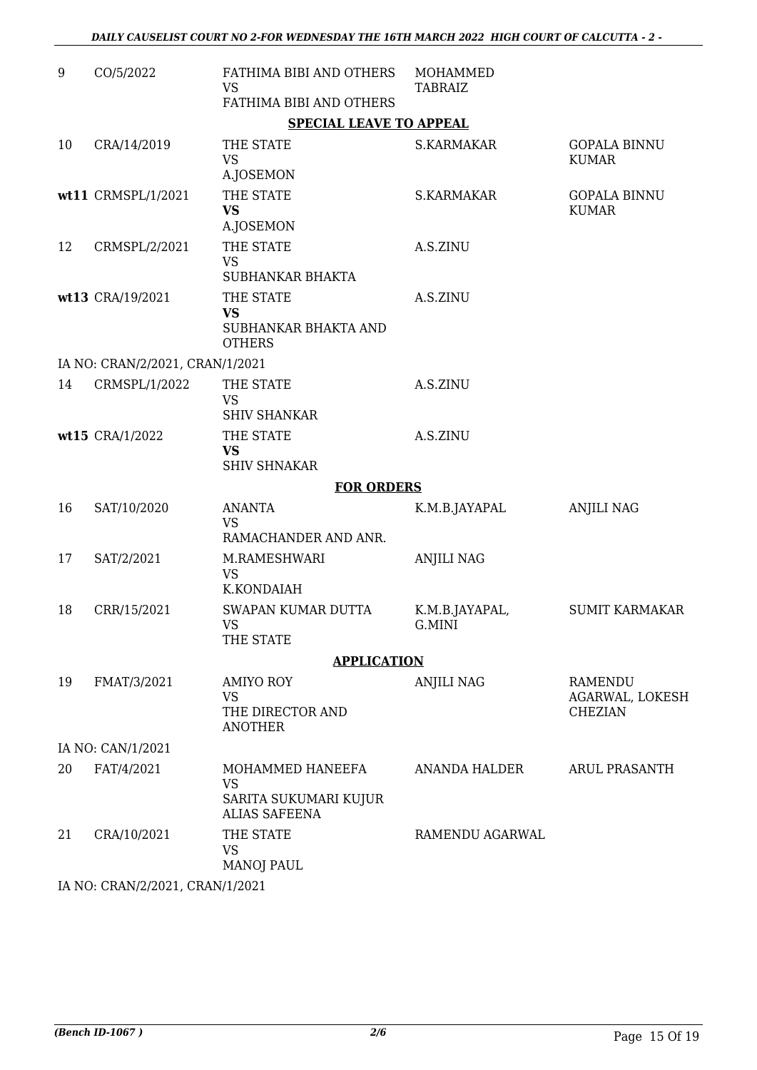| | | | | |
|---|---|---|---|---|
| 9 | CO/5/2022 | FATHIMA BIBI AND OTHERS VS FATHIMA BIBI AND OTHERS | MOHAMMED TABRAIZ | |

**SPECIAL LEAVE TO APPEAL**

| | | | | |
|---|---|---|---|---|
| 10 | CRA/14/2019 | THE STATE VS A.JOSEMON | S.KARMAKAR | GOPALA BINNU KUMAR |
| **wt11** | CRMSPL/1/2021 | THE STATE **VS** A.JOSEMON | S.KARMAKAR | GOPALA BINNU KUMAR |
| 12 | CRMSPL/2/2021 | THE STATE VS SUBHANKAR BHAKTA | A.S.ZINU | |
| **wt13** | CRA/19/2021 | THE STATE **VS** SUBHANKAR BHAKTA AND OTHERS | A.S.ZINU | |

IA NO: CRAN/2/2021, CRAN/1/2021

| | | | | |
|---|---|---|---|---|
| 14 | CRMSPL/1/2022 | THE STATE VS SHIV SHANKAR | A.S.ZINU | |
| **wt15** | CRA/1/2022 | THE STATE **VS** SHIV SHNAKAR | A.S.ZINU | |

**FOR ORDERS**

| | | | | |
|---|---|---|---|---|
| 16 | SAT/10/2020 | ANANTA VS RAMACHANDER AND ANR. | K.M.B.JAYAPAL | ANJILI NAG |
| 17 | SAT/2/2021 | M.RAMESHWARI VS K.KONDAIAH | ANJILI NAG | |
| 18 | CRR/15/2021 | SWAPAN KUMAR DUTTA VS THE STATE | K.M.B.JAYAPAL, G.MINI | SUMIT KARMAKAR |

**APPLICATION**

| | | | | |
|---|---|---|---|---|
| 19 | FMAT/3/2021 | AMIYO ROY VS THE DIRECTOR AND ANOTHER | ANJILI NAG | RAMENDU AGARWAL, LOKESH CHEZIAN |

IA NO: CAN/1/2021

| | | | | |
|---|---|---|---|---|
| 20 | FAT/4/2021 | MOHAMMED HANEEFA VS SARITA SUKUMARI KUJUR ALIAS SAFEENA | ANANDA HALDER | ARUL PRASANTH |
| 21 | CRA/10/2021 | THE STATE VS MANOJ PAUL | RAMENDU AGARWAL | |

IA NO: CRAN/2/2021, CRAN/1/2021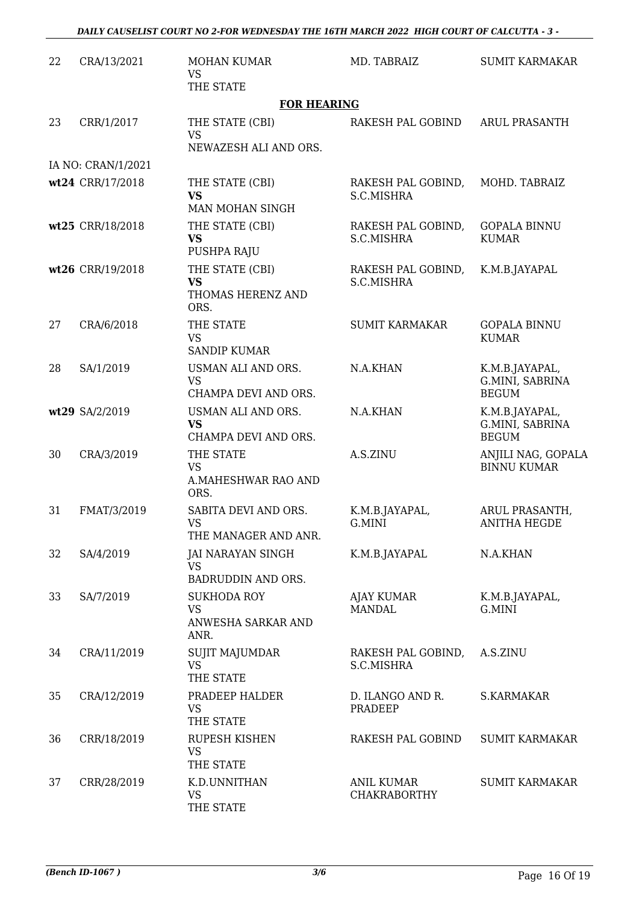| 22 | CRA/13/2021 | MOHAN KUMAR<br>VS<br>THE STATE | MD. TABRAIZ | SUMIT KARMAKAR |
|---|---|---|---|---|
| | | **FOR HEARING** | | |
| 23 | CRR/1/2017 | THE STATE (CBI)<br>VS<br>NEWAZESH ALI AND ORS. | RAKESH PAL GOBIND | ARUL PRASANTH |
| IA NO: CRAN/1/2021 | | | | |
| **wt24** | CRR/17/2018 | THE STATE (CBI)<br>**VS**<br>MAN MOHAN SINGH | RAKESH PAL GOBIND, S.C.MISHRA | MOHD. TABRAIZ |
| **wt25** | CRR/18/2018 | THE STATE (CBI)<br>**VS**<br>PUSHPA RAJU | RAKESH PAL GOBIND, S.C.MISHRA | GOPALA BINNU KUMAR |
| **wt26** | CRR/19/2018 | THE STATE (CBI)<br>**VS**<br>THOMAS HERENZ AND ORS. | RAKESH PAL GOBIND, S.C.MISHRA | K.M.B.JAYAPAL |
| 27 | CRA/6/2018 | THE STATE<br>VS<br>SANDIP KUMAR | SUMIT KARMAKAR | GOPALA BINNU KUMAR |
| 28 | SA/1/2019 | USMAN ALI AND ORS.<br>VS<br>CHAMPA DEVI AND ORS. | N.A.KHAN | K.M.B.JAYAPAL, G.MINI, SABRINA BEGUM |
| **wt29** | SA/2/2019 | USMAN ALI AND ORS.<br>**VS**<br>CHAMPA DEVI AND ORS. | N.A.KHAN | K.M.B.JAYAPAL, G.MINI, SABRINA BEGUM |
| 30 | CRA/3/2019 | THE STATE<br>VS<br>A.MAHESHWAR RAO AND ORS. | A.S.ZINU | ANJILI NAG, GOPALA BINNU KUMAR |
| 31 | FMAT/3/2019 | SABITA DEVI AND ORS.<br>VS<br>THE MANAGER AND ANR. | K.M.B.JAYAPAL, G.MINI | ARUL PRASANTH, ANITHA HEGDE |
| 32 | SA/4/2019 | JAI NARAYAN SINGH<br>VS<br>BADRUDDIN AND ORS. | K.M.B.JAYAPAL | N.A.KHAN |
| 33 | SA/7/2019 | SUKHODA ROY<br>VS<br>ANWESHA SARKAR AND ANR. | AJAY KUMAR MANDAL | K.M.B.JAYAPAL, G.MINI |
| 34 | CRA/11/2019 | SUJIT MAJUMDAR<br>VS<br>THE STATE | RAKESH PAL GOBIND, S.C.MISHRA | A.S.ZINU |
| 35 | CRA/12/2019 | PRADEEP HALDER<br>VS<br>THE STATE | D. ILANGO AND R. PRADEEP | S.KARMAKAR |
| 36 | CRR/18/2019 | RUPESH KISHEN<br>VS<br>THE STATE | RAKESH PAL GOBIND | SUMIT KARMAKAR |
| 37 | CRR/28/2019 | K.D.UNNITHAN<br>VS<br>THE STATE | ANIL KUMAR CHAKRABORTHY | SUMIT KARMAKAR |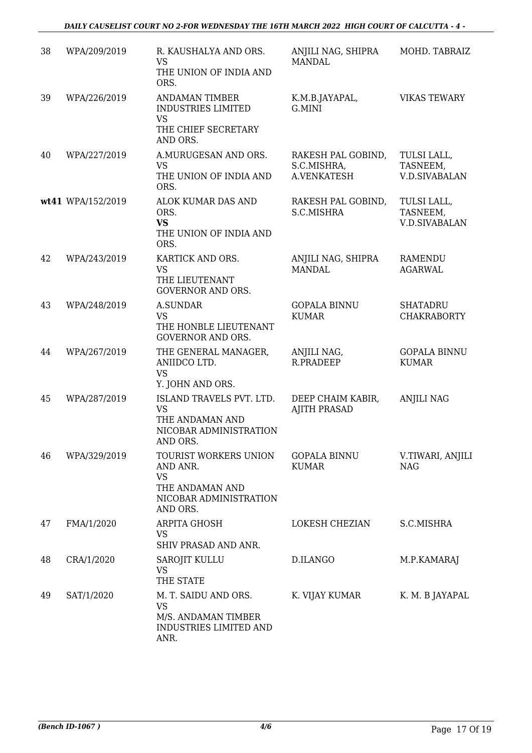| | | | | |
|---|---|---|---|---|
| 38 | WPA/209/2019 | R. KAUSHALYA AND ORS. VS THE UNION OF INDIA AND ORS. | ANJILI NAG, SHIPRA MANDAL | MOHD. TABRAIZ |
| 39 | WPA/226/2019 | ANDAMAN TIMBER INDUSTRIES LIMITED VS THE CHIEF SECRETARY AND ORS. | K.M.B.JAYAPAL, G.MINI | VIKAS TEWARY |
| 40 | WPA/227/2019 | A.MURUGESAN AND ORS. VS THE UNION OF INDIA AND ORS. | RAKESH PAL GOBIND, S.C.MISHRA, A.VENKATESH | TULSI LALL, TASNEEM, V.D.SIVABALAN |
| **wt41** | WPA/152/2019 | ALOK KUMAR DAS AND ORS. **VS** THE UNION OF INDIA AND ORS. | RAKESH PAL GOBIND, S.C.MISHRA | TULSI LALL, TASNEEM, V.D.SIVABALAN |
| 42 | WPA/243/2019 | KARTICK AND ORS. VS THE LIEUTENANT GOVERNOR AND ORS. | ANJILI NAG, SHIPRA MANDAL | RAMENDU AGARWAL |
| 43 | WPA/248/2019 | A.SUNDAR VS THE HONBLE LIEUTENANT GOVERNOR AND ORS. | GOPALA BINNU KUMAR | SHATADRU CHAKRABORTY |
| 44 | WPA/267/2019 | THE GENERAL MANAGER, ANIIDCO LTD. VS Y. JOHN AND ORS. | ANJILI NAG, R.PRADEEP | GOPALA BINNU KUMAR |
| 45 | WPA/287/2019 | ISLAND TRAVELS PVT. LTD. VS THE ANDAMAN AND NICOBAR ADMINISTRATION AND ORS. | DEEP CHAIM KABIR, AJITH PRASAD | ANJILI NAG |
| 46 | WPA/329/2019 | TOURIST WORKERS UNION AND ANR. VS THE ANDAMAN AND NICOBAR ADMINISTRATION AND ORS. | GOPALA BINNU KUMAR | V.TIWARI, ANJILI NAG |
| 47 | FMA/1/2020 | ARPITA GHOSH VS SHIV PRASAD AND ANR. | LOKESH CHEZIAN | S.C.MISHRA |
| 48 | CRA/1/2020 | SAROJIT KULLU VS THE STATE | D.ILANGO | M.P.KAMARAJ |
| 49 | SAT/1/2020 | M. T. SAIDU AND ORS. VS M/S. ANDAMAN TIMBER INDUSTRIES LIMITED AND ANR. | K. VIJAY KUMAR | K. M. B JAYAPAL |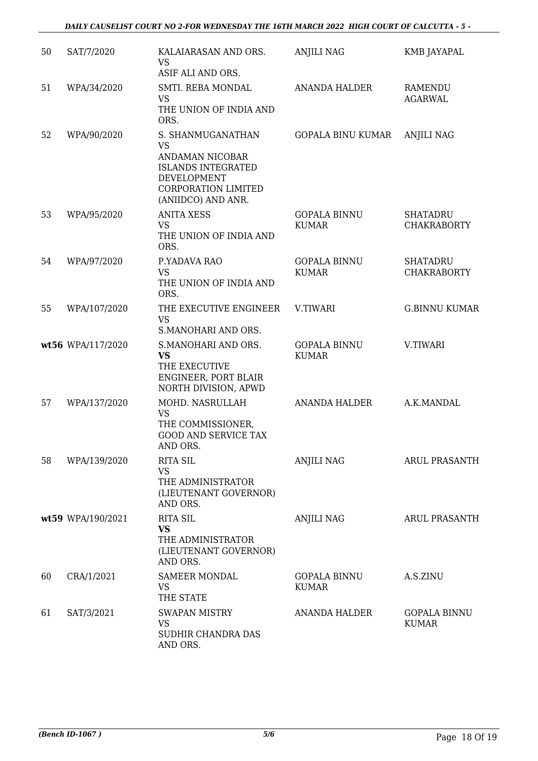| | | | | |
|---|---|---|---|---|
| 50 | SAT/7/2020 | KALAIARASAN AND ORS.<br>VS<br>ASIF ALI AND ORS. | ANJILI NAG | KMB JAYAPAL |
| 51 | WPA/34/2020 | SMTI. REBA MONDAL<br>VS<br>THE UNION OF INDIA AND ORS. | ANANDA HALDER | RAMENDU AGARWAL |
| 52 | WPA/90/2020 | S. SHANMUGANATHAN<br>VS<br>ANDAMAN NICOBAR ISLANDS INTEGRATED DEVELOPMENT CORPORATION LIMITED (ANIIDCO) AND ANR. | GOPALA BINU KUMAR | ANJILI NAG |
| 53 | WPA/95/2020 | ANITA XESS<br>VS<br>THE UNION OF INDIA AND ORS. | GOPALA BINNU KUMAR | SHATADRU CHAKRABORTY |
| 54 | WPA/97/2020 | P.YADAVA RAO<br>VS<br>THE UNION OF INDIA AND ORS. | GOPALA BINNU KUMAR | SHATADRU CHAKRABORTY |
| 55 | WPA/107/2020 | THE EXECUTIVE ENGINEER<br>VS<br>S.MANOHARI AND ORS. | V.TIWARI | G.BINNU KUMAR |
| **wt56** | WPA/117/2020 | S.MANOHARI AND ORS.<br>**VS**<br>THE EXECUTIVE ENGINEER, PORT BLAIR NORTH DIVISION, APWD | GOPALA BINNU KUMAR | V.TIWARI |
| 57 | WPA/137/2020 | MOHD. NASRULLAH<br>VS<br>THE COMMISSIONER, GOOD AND SERVICE TAX AND ORS. | ANANDA HALDER | A.K.MANDAL |
| 58 | WPA/139/2020 | RITA SIL<br>VS<br>THE ADMINISTRATOR (LIEUTENANT GOVERNOR) AND ORS. | ANJILI NAG | ARUL PRASANTH |
| **wt59** | WPA/190/2021 | RITA SIL<br>**VS**<br>THE ADMINISTRATOR (LIEUTENANT GOVERNOR) AND ORS. | ANJILI NAG | ARUL PRASANTH |
| 60 | CRA/1/2021 | SAMEER MONDAL<br>VS<br>THE STATE | GOPALA BINNU KUMAR | A.S.ZINU |
| 61 | SAT/3/2021 | SWAPAN MISTRY<br>VS<br>SUDHIR CHANDRA DAS AND ORS. | ANANDA HALDER | GOPALA BINNU KUMAR |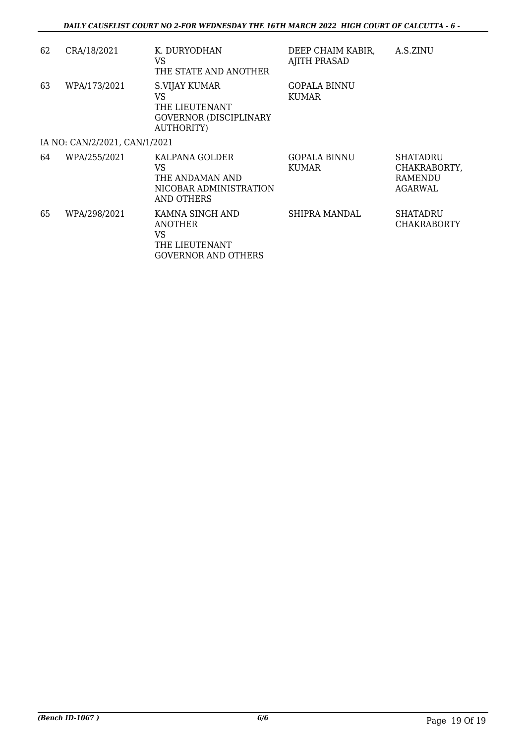| | | | | |
|---|---|---|---|---|
| 62 | CRA/18/2021 | K. DURYODHAN<br>VS<br>THE STATE AND ANOTHER | DEEP CHAIM KABIR, AJITH PRASAD | A.S.ZINU |
| 63 | WPA/173/2021 | S.VIJAY KUMAR<br>VS<br>THE LIEUTENANT GOVERNOR (DISCIPLINARY AUTHORITY) | GOPALA BINNU KUMAR | |
| | IA NO: CAN/2/2021, CAN/1/2021 | | | |
| 64 | WPA/255/2021 | KALPANA GOLDER<br>VS<br>THE ANDAMAN AND NICOBAR ADMINISTRATION AND OTHERS | GOPALA BINNU KUMAR | SHATADRU CHAKRABORTY, RAMENDU AGARWAL |
| 65 | WPA/298/2021 | KAMNA SINGH AND ANOTHER<br>VS<br>THE LIEUTENANT GOVERNOR AND OTHERS | SHIPRA MANDAL | SHATADRU CHAKRABORTY |